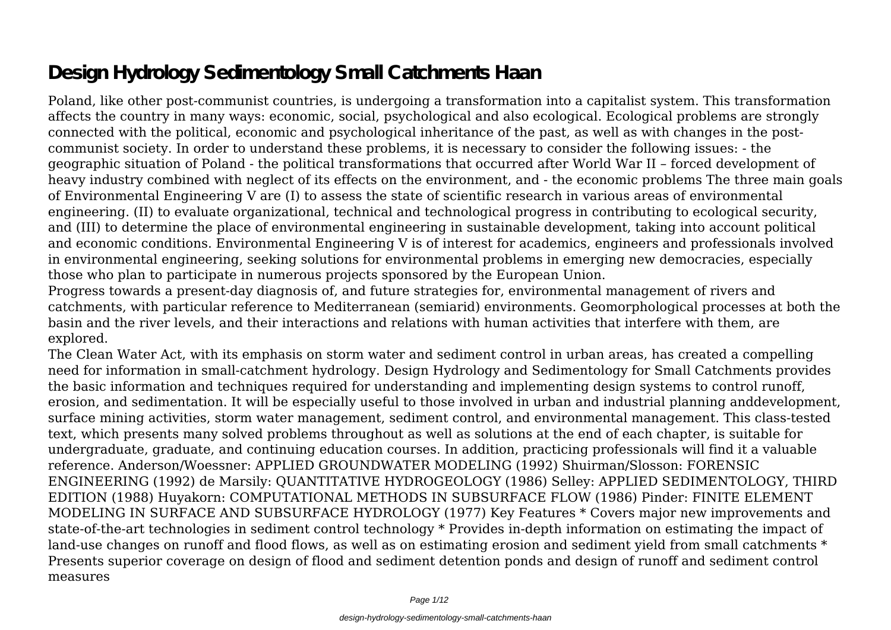# Design Hydrology Sedimentology Small Catchments Haan

Poland, like other post-communist countries, is undergoing a transformation into a capitalist system. This transformation affects the country in many ways: economic, social, psychological and also ecological. Ecological problems are strongly connected with the political, economic and psychological inheritance of the past, as well as with changes in the post-communist society. In order to understand these problems, it is necessary to consider the following issues: - the geographic situation of Poland - the political transformations that occurred after World War II – forced development of heavy industry combined with neglect of its effects on the environment, and - the economic problems The three main goals of Environmental Engineering V are (I) to assess the state of scientific research in various areas of environmental engineering. (II) to evaluate organizational, technical and technological progress in contributing to ecological security, and (III) to determine the place of environmental engineering in sustainable development, taking into account political and economic conditions. Environmental Engineering V is of interest for academics, engineers and professionals involved in environmental engineering, seeking solutions for environmental problems in emerging new democracies, especially those who plan to participate in numerous projects sponsored by the European Union.

Progress towards a present-day diagnosis of, and future strategies for, environmental management of rivers and catchments, with particular reference to Mediterranean (semiarid) environments. Geomorphological processes at both the basin and the river levels, and their interactions and relations with human activities that interfere with them, are explored.

The Clean Water Act, with its emphasis on storm water and sediment control in urban areas, has created a compelling need for information in small-catchment hydrology. Design Hydrology and Sedimentology for Small Catchments provides the basic information and techniques required for understanding and implementing design systems to control runoff, erosion, and sedimentation. It will be especially useful to those involved in urban and industrial planning anddevelopment, surface mining activities, storm water management, sediment control, and environmental management. This class-tested text, which presents many solved problems throughout as well as solutions at the end of each chapter, is suitable for undergraduate, graduate, and continuing education courses. In addition, practicing professionals will find it a valuable reference. Anderson/Woessner: APPLIED GROUNDWATER MODELING (1992) Shuirman/Slosson: FORENSIC ENGINEERING (1992) de Marsily: QUANTITATIVE HYDROGEOLOGY (1986) Selley: APPLIED SEDIMENTOLOGY, THIRD EDITION (1988) Huyakorn: COMPUTATIONAL METHODS IN SUBSURFACE FLOW (1986) Pinder: FINITE ELEMENT MODELING IN SURFACE AND SUBSURFACE HYDROLOGY (1977) Key Features * Covers major new improvements and state-of-the-art technologies in sediment control technology * Provides in-depth information on estimating the impact of land-use changes on runoff and flood flows, as well as on estimating erosion and sediment yield from small catchments * Presents superior coverage on design of flood and sediment detention ponds and design of runoff and sediment control measures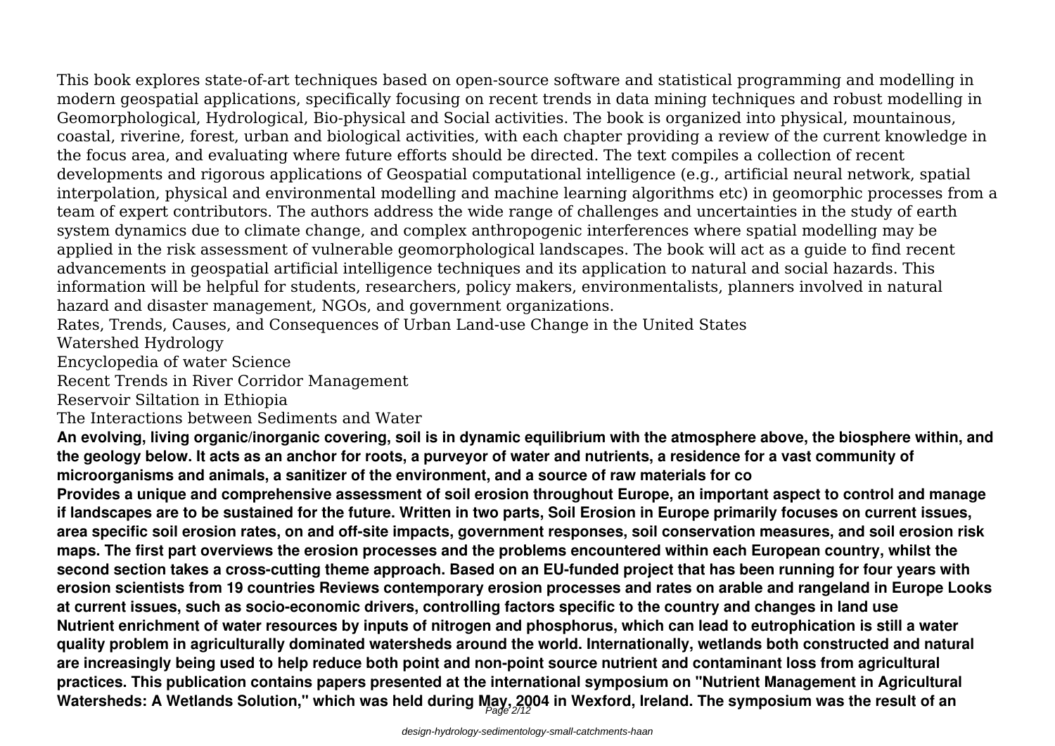This book explores state-of-art techniques based on open-source software and statistical programming and modelling in modern geospatial applications, specifically focusing on recent trends in data mining techniques and robust modelling in Geomorphological, Hydrological, Bio-physical and Social activities. The book is organized into physical, mountainous, coastal, riverine, forest, urban and biological activities, with each chapter providing a review of the current knowledge in the focus area, and evaluating where future efforts should be directed. The text compiles a collection of recent developments and rigorous applications of Geospatial computational intelligence (e.g., artificial neural network, spatial interpolation, physical and environmental modelling and machine learning algorithms etc) in geomorphic processes from a team of expert contributors. The authors address the wide range of challenges and uncertainties in the study of earth system dynamics due to climate change, and complex anthropogenic interferences where spatial modelling may be applied in the risk assessment of vulnerable geomorphological landscapes. The book will act as a guide to find recent advancements in geospatial artificial intelligence techniques and its application to natural and social hazards. This information will be helpful for students, researchers, policy makers, environmentalists, planners involved in natural hazard and disaster management, NGOs, and government organizations.

Rates, Trends, Causes, and Consequences of Urban Land-use Change in the United States

Watershed Hydrology

Encyclopedia of water Science

Recent Trends in River Corridor Management

Reservoir Siltation in Ethiopia

The Interactions between Sediments and Water

**An evolving, living organic/inorganic covering, soil is in dynamic equilibrium with the atmosphere above, the biosphere within, and the geology below. It acts as an anchor for roots, a purveyor of water and nutrients, a residence for a vast community of microorganisms and animals, a sanitizer of the environment, and a source of raw materials for co**

**Provides a unique and comprehensive assessment of soil erosion throughout Europe, an important aspect to control and manage if landscapes are to be sustained for the future. Written in two parts, Soil Erosion in Europe primarily focuses on current issues, area specific soil erosion rates, on and off-site impacts, government responses, soil conservation measures, and soil erosion risk maps. The first part overviews the erosion processes and the problems encountered within each European country, whilst the second section takes a cross-cutting theme approach. Based on an EU-funded project that has been running for four years with erosion scientists from 19 countries Reviews contemporary erosion processes and rates on arable and rangeland in Europe Looks at current issues, such as socio-economic drivers, controlling factors specific to the country and changes in land use**

**Nutrient enrichment of water resources by inputs of nitrogen and phosphorus, which can lead to eutrophication is still a water quality problem in agriculturally dominated watersheds around the world. Internationally, wetlands both constructed and natural are increasingly being used to help reduce both point and non-point source nutrient and contaminant loss from agricultural practices. This publication contains papers presented at the international symposium on "Nutrient Management in Agricultural Watersheds: A Wetlands Solution," which was held during May, 2004 in Wexford, Ireland. The symposium was the result of an**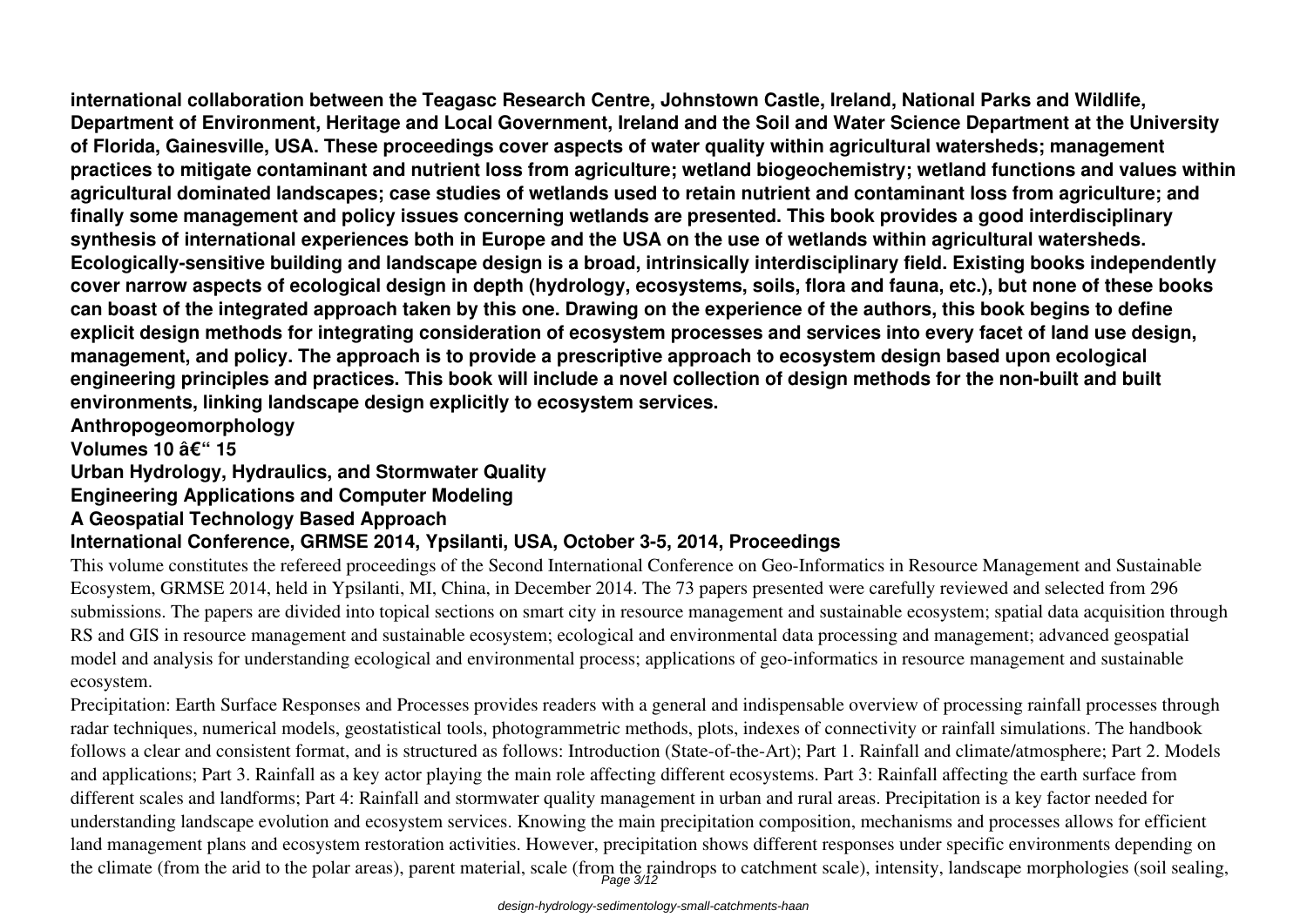**international collaboration between the Teagasc Research Centre, Johnstown Castle, Ireland, National Parks and Wildlife, Department of Environment, Heritage and Local Government, Ireland and the Soil and Water Science Department at the University of Florida, Gainesville, USA. These proceedings cover aspects of water quality within agricultural watersheds; management practices to mitigate contaminant and nutrient loss from agriculture; wetland biogeochemistry; wetland functions and values within agricultural dominated landscapes; case studies of wetlands used to retain nutrient and contaminant loss from agriculture; and finally some management and policy issues concerning wetlands are presented. This book provides a good interdisciplinary synthesis of international experiences both in Europe and the USA on the use of wetlands within agricultural watersheds. Ecologically-sensitive building and landscape design is a broad, intrinsically interdisciplinary field. Existing books independently cover narrow aspects of ecological design in depth (hydrology, ecosystems, soils, flora and fauna, etc.), but none of these books can boast of the integrated approach taken by this one. Drawing on the experience of the authors, this book begins to define explicit design methods for integrating consideration of ecosystem processes and services into every facet of land use design, management, and policy. The approach is to provide a prescriptive approach to ecosystem design based upon ecological engineering principles and practices. This book will include a novel collection of design methods for the non-built and built environments, linking landscape design explicitly to ecosystem services.**

**Anthropogeomorphology**

**Volumes 10 â€“ 15**

**Urban Hydrology, Hydraulics, and Stormwater Quality**

**Engineering Applications and Computer Modeling**

**A Geospatial Technology Based Approach**

**International Conference, GRMSE 2014, Ypsilanti, USA, October 3-5, 2014, Proceedings**

This volume constitutes the refereed proceedings of the Second International Conference on Geo-Informatics in Resource Management and Sustainable Ecosystem, GRMSE 2014, held in Ypsilanti, MI, China, in December 2014. The 73 papers presented were carefully reviewed and selected from 296 submissions. The papers are divided into topical sections on smart city in resource management and sustainable ecosystem; spatial data acquisition through RS and GIS in resource management and sustainable ecosystem; ecological and environmental data processing and management; advanced geospatial model and analysis for understanding ecological and environmental process; applications of geo-informatics in resource management and sustainable ecosystem.

Precipitation: Earth Surface Responses and Processes provides readers with a general and indispensable overview of processing rainfall processes through radar techniques, numerical models, geostatistical tools, photogrammetric methods, plots, indexes of connectivity or rainfall simulations. The handbook follows a clear and consistent format, and is structured as follows: Introduction (State-of-the-Art); Part 1. Rainfall and climate/atmosphere; Part 2. Models and applications; Part 3. Rainfall as a key actor playing the main role affecting different ecosystems. Part 3: Rainfall affecting the earth surface from different scales and landforms; Part 4: Rainfall and stormwater quality management in urban and rural areas. Precipitation is a key factor needed for understanding landscape evolution and ecosystem services. Knowing the main precipitation composition, mechanisms and processes allows for efficient land management plans and ecosystem restoration activities. However, precipitation shows different responses under specific environments depending on the climate (from the arid to the polar areas), parent material, scale (from the raindrops to catchment scale), intensity, landscape morphologies (soil sealing,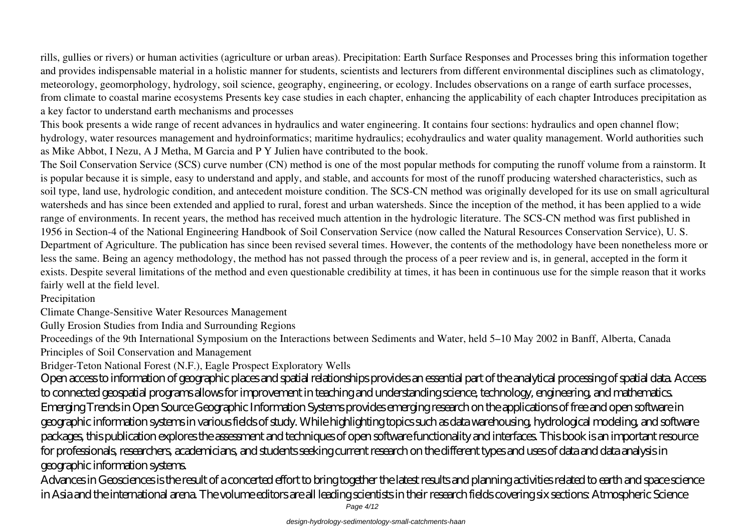rills, gullies or rivers) or human activities (agriculture or urban areas). Precipitation: Earth Surface Responses and Processes bring this information together and provides indispensable material in a holistic manner for students, scientists and lecturers from different environmental disciplines such as climatology, meteorology, geomorphology, hydrology, soil science, geography, engineering, or ecology. Includes observations on a range of earth surface processes, from climate to coastal marine ecosystems Presents key case studies in each chapter, enhancing the applicability of each chapter Introduces precipitation as a key factor to understand earth mechanisms and processes

This book presents a wide range of recent advances in hydraulics and water engineering. It contains four sections: hydraulics and open channel flow; hydrology, water resources management and hydroinformatics; maritime hydraulics; ecohydraulics and water quality management. World authorities such as Mike Abbot, I Nezu, A J Metha, M Garcia and P Y Julien have contributed to the book.

The Soil Conservation Service (SCS) curve number (CN) method is one of the most popular methods for computing the runoff volume from a rainstorm. It is popular because it is simple, easy to understand and apply, and stable, and accounts for most of the runoff producing watershed characteristics, such as soil type, land use, hydrologic condition, and antecedent moisture condition. The SCS-CN method was originally developed for its use on small agricultural watersheds and has since been extended and applied to rural, forest and urban watersheds. Since the inception of the method, it has been applied to a wide range of environments. In recent years, the method has received much attention in the hydrologic literature. The SCS-CN method was first published in 1956 in Section-4 of the National Engineering Handbook of Soil Conservation Service (now called the Natural Resources Conservation Service), U. S. Department of Agriculture. The publication has since been revised several times. However, the contents of the methodology have been nonetheless more or less the same. Being an agency methodology, the method has not passed through the process of a peer review and is, in general, accepted in the form it exists. Despite several limitations of the method and even questionable credibility at times, it has been in continuous use for the simple reason that it works fairly well at the field level.

Precipitation

Climate Change-Sensitive Water Resources Management

Gully Erosion Studies from India and Surrounding Regions

Proceedings of the 9th International Symposium on the Interactions between Sediments and Water, held 5–10 May 2002 in Banff, Alberta, Canada

Principles of Soil Conservation and Management

Bridger-Teton National Forest (N.F.), Eagle Prospect Exploratory Wells

Open access to information of geographic places and spatial relationships provides an essential part of the analytical processing of spatial data. Access to connected geospatial programs allows for improvement in teaching and understanding science, technology, engineering, and mathematics. Emerging Trends in Open Source Geographic Information Systems provides emerging research on the applications of free and open software in geographic information systems in various fields of study. While highlighting topics such as data warehousing, hydrological modeling, and software packages, this publication explores the assessment and techniques of open software functionality and interfaces. This book is an important resource for professionals, researchers, academicians, and students seeking current research on the different types and uses of data and data analysis in geographic information systems.

Advances in Geosciences is the result of a concerted effort to bring together the latest results and planning activities related to earth and space science in Asia and the international arena. The volume editors are all leading scientists in their research fields covering six sections: Atmospheric Science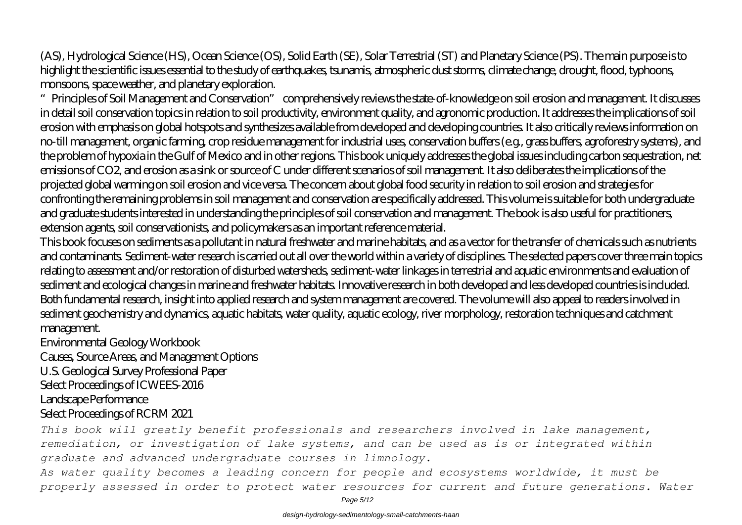(AS), Hydrological Science (HS), Ocean Science (OS), Solid Earth (SE), Solar Terrestrial (ST) and Planetary Science (PS). The main purpose is to highlight the scientific issues essential to the study of earthquakes, tsunamis, atmospheric dust storms, climate change, drought, flood, typhoons, monsoons, space weather, and planetary exploration.

"Principles of Soil Management and Conservation" comprehensively reviews the state-of-knowledge on soil erosion and management. It discusses in detail soil conservation topics in relation to soil productivity, environment quality, and agronomic production. It addresses the implications of soil erosion with emphasis on global hotspots and synthesizes available from developed and developing countries. It also critically reviews information on no-till management, organic farming, crop residue management for industrial uses, conservation buffers (e.g., grass buffers, agroforestry systems), and the problem of hypoxia in the Gulf of Mexico and in other regions. This book uniquely addresses the global issues including carbon sequestration, net emissions of $CO_2$, and erosion as a sink or source of C under different scenarios of soil management. It also deliberates the implications of the projected global warming on soil erosion and vice versa. The concern about global food security in relation to soil erosion and strategies for confronting the remaining problems in soil management and conservation are specifically addressed. This volume is suitable for both undergraduate and graduate students interested in understanding the principles of soil conservation and management. The book is also useful for practitioners, extension agents, soil conservationists, and policymakers as an important reference material.

This book focuses on sediments as a pollutant in natural freshwater and marine habitats, and as a vector for the transfer of chemicals such as nutrients and contaminants. Sediment-water research is carried out all over the world within a variety of disciplines. The selected papers cover three main topics relating to assessment and/or restoration of disturbed watersheds, sediment-water linkages in terrestrial and aquatic environments and evaluation of sediment and ecological changes in marine and freshwater habitats. Innovative research in both developed and less developed countries is included. Both fundamental research, insight into applied research and system management are covered. The volume will also appeal to readers involved in sediment geochemistry and dynamics, aquatic habitats, water quality, aquatic ecology, river morphology, restoration techniques and catchment management.

Environmental Geology Workbook

Causes, Source Areas, and Management Options

U.S. Geological Survey Professional Paper

Select Proceedings of ICWEES-2016

Landscape Performance

Select Proceedings of RCRM 2021

*This book will greatly benefit professionals and researchers involved in lake management, remediation, or investigation of lake systems, and can be used as is or integrated within graduate and advanced undergraduate courses in limnology.*

*As water quality becomes a leading concern for people and ecosystems worldwide, it must be properly assessed in order to protect water resources for current and future generations. Water*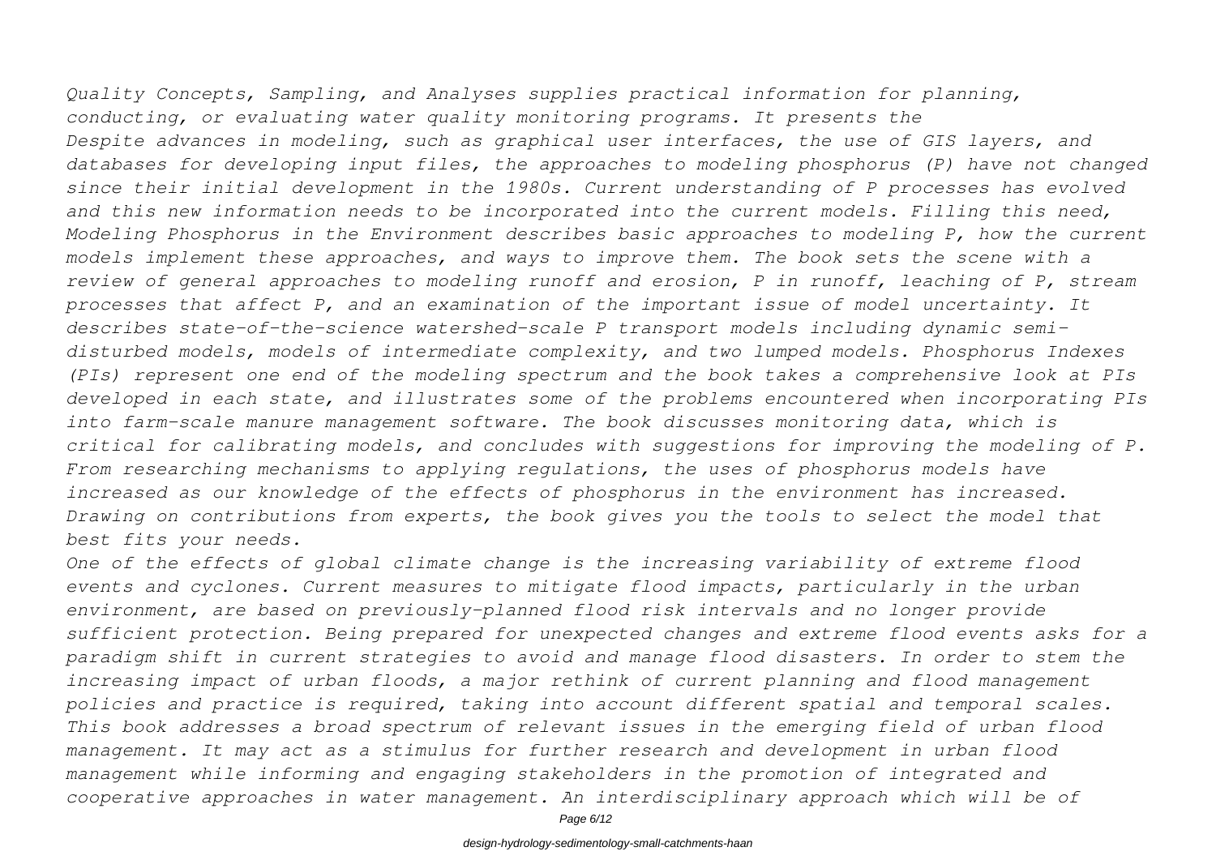*Quality Concepts, Sampling, and Analyses supplies practical information for planning, conducting, or evaluating water quality monitoring programs. It presents the*

*Despite advances in modeling, such as graphical user interfaces, the use of GIS layers, and databases for developing input files, the approaches to modeling phosphorus (P) have not changed since their initial development in the 1980s. Current understanding of P processes has evolved and this new information needs to be incorporated into the current models. Filling this need, Modeling Phosphorus in the Environment describes basic approaches to modeling P, how the current models implement these approaches, and ways to improve them. The book sets the scene with a review of general approaches to modeling runoff and erosion, P in runoff, leaching of P, stream processes that affect P, and an examination of the important issue of model uncertainty. It describes state-of-the-science watershed-scale P transport models including dynamic semi-disturbed models, models of intermediate complexity, and two lumped models. Phosphorus Indexes (PIs) represent one end of the modeling spectrum and the book takes a comprehensive look at PIs developed in each state, and illustrates some of the problems encountered when incorporating PIs into farm-scale manure management software. The book discusses monitoring data, which is critical for calibrating models, and concludes with suggestions for improving the modeling of P. From researching mechanisms to applying regulations, the uses of phosphorus models have increased as our knowledge of the effects of phosphorus in the environment has increased. Drawing on contributions from experts, the book gives you the tools to select the model that best fits your needs.*

*One of the effects of global climate change is the increasing variability of extreme flood events and cyclones. Current measures to mitigate flood impacts, particularly in the urban environment, are based on previously-planned flood risk intervals and no longer provide sufficient protection. Being prepared for unexpected changes and extreme flood events asks for a paradigm shift in current strategies to avoid and manage flood disasters. In order to stem the increasing impact of urban floods, a major rethink of current planning and flood management policies and practice is required, taking into account different spatial and temporal scales. This book addresses a broad spectrum of relevant issues in the emerging field of urban flood management. It may act as a stimulus for further research and development in urban flood management while informing and engaging stakeholders in the promotion of integrated and cooperative approaches in water management. An interdisciplinary approach which will be of*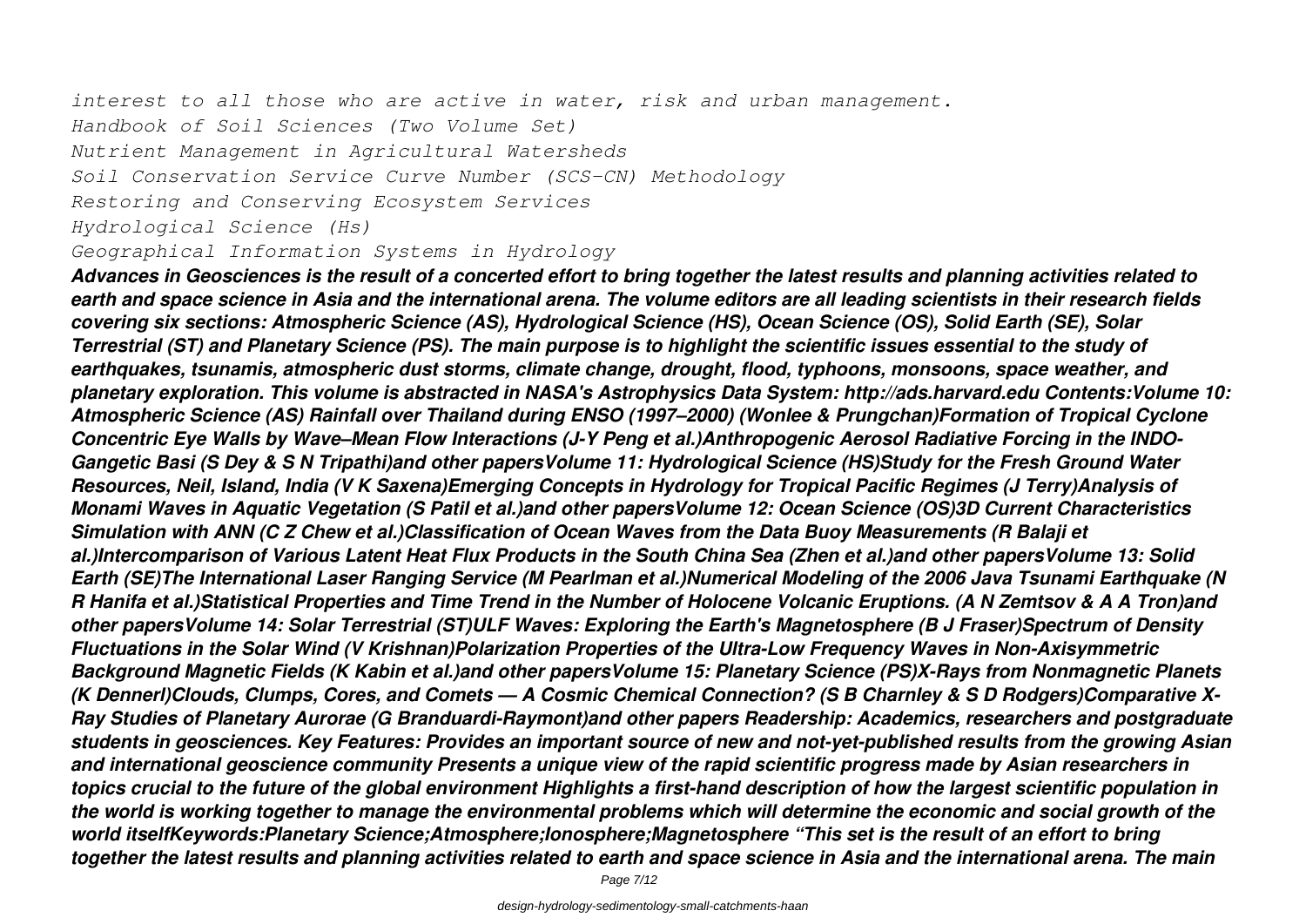*interest to all those who are active in water, risk and urban management.*

*Handbook of Soil Sciences (Two Volume Set)*

*Nutrient Management in Agricultural Watersheds*

*Soil Conservation Service Curve Number (SCS-CN) Methodology*

*Restoring and Conserving Ecosystem Services*

*Hydrological Science (Hs)*

*Geographical Information Systems in Hydrology*

***Advances in Geosciences is the result of a concerted effort to bring together the latest results and planning activities related to earth and space science in Asia and the international arena. The volume editors are all leading scientists in their research fields covering six sections: Atmospheric Science (AS), Hydrological Science (HS), Ocean Science (OS), Solid Earth (SE), Solar Terrestrial (ST) and Planetary Science (PS). The main purpose is to highlight the scientific issues essential to the study of earthquakes, tsunamis, atmospheric dust storms, climate change, drought, flood, typhoons, monsoons, space weather, and planetary exploration. This volume is abstracted in NASA's Astrophysics Data System: http://ads.harvard.edu Contents:Volume 10: Atmospheric Science (AS) Rainfall over Thailand during ENSO (1997–2000) (Wonlee & Prungchan)Formation of Tropical Cyclone Concentric Eye Walls by Wave–Mean Flow Interactions (J-Y Peng et al.)Anthropogenic Aerosol Radiative Forcing in the INDO-Gangetic Basi (S Dey & S N Tripathi)and other papersVolume 11: Hydrological Science (HS)Study for the Fresh Ground Water Resources, Neil, Island, India (V K Saxena)Emerging Concepts in Hydrology for Tropical Pacific Regimes (J Terry)Analysis of Monami Waves in Aquatic Vegetation (S Patil et al.)and other papersVolume 12: Ocean Science (OS)3D Current Characteristics Simulation with ANN (C Z Chew et al.)Classification of Ocean Waves from the Data Buoy Measurements (R Balaji et al.)Intercomparison of Various Latent Heat Flux Products in the South China Sea (Zhen et al.)and other papersVolume 13: Solid Earth (SE)The International Laser Ranging Service (M Pearlman et al.)Numerical Modeling of the 2006 Java Tsunami Earthquake (N R Hanifa et al.)Statistical Properties and Time Trend in the Number of Holocene Volcanic Eruptions. (A N Zemtsov & A A Tron)and other papersVolume 14: Solar Terrestrial (ST)ULF Waves: Exploring the Earth's Magnetosphere (B J Fraser)Spectrum of Density Fluctuations in the Solar Wind (V Krishnan)Polarization Properties of the Ultra-Low Frequency Waves in Non-Axisymmetric Background Magnetic Fields (K Kabin et al.)and other papersVolume 15: Planetary Science (PS)X-Rays from Nonmagnetic Planets (K Dennerl)Clouds, Clumps, Cores, and Comets — A Cosmic Chemical Connection? (S B Charnley & S D Rodgers)Comparative X-Ray Studies of Planetary Aurorae (G Branduardi-Raymont)and other papers Readership: Academics, researchers and postgraduate students in geosciences. Key Features: Provides an important source of new and not-yet-published results from the growing Asian and international geoscience community Presents a unique view of the rapid scientific progress made by Asian researchers in topics crucial to the future of the global environment Highlights a first-hand description of how the largest scientific population in the world is working together to manage the environmental problems which will determine the economic and social growth of the world itselfKeywords:Planetary Science;Atmosphere;Ionosphere;Magnetosphere "This set is the result of an effort to bring together the latest results and planning activities related to earth and space science in Asia and the international arena. The main***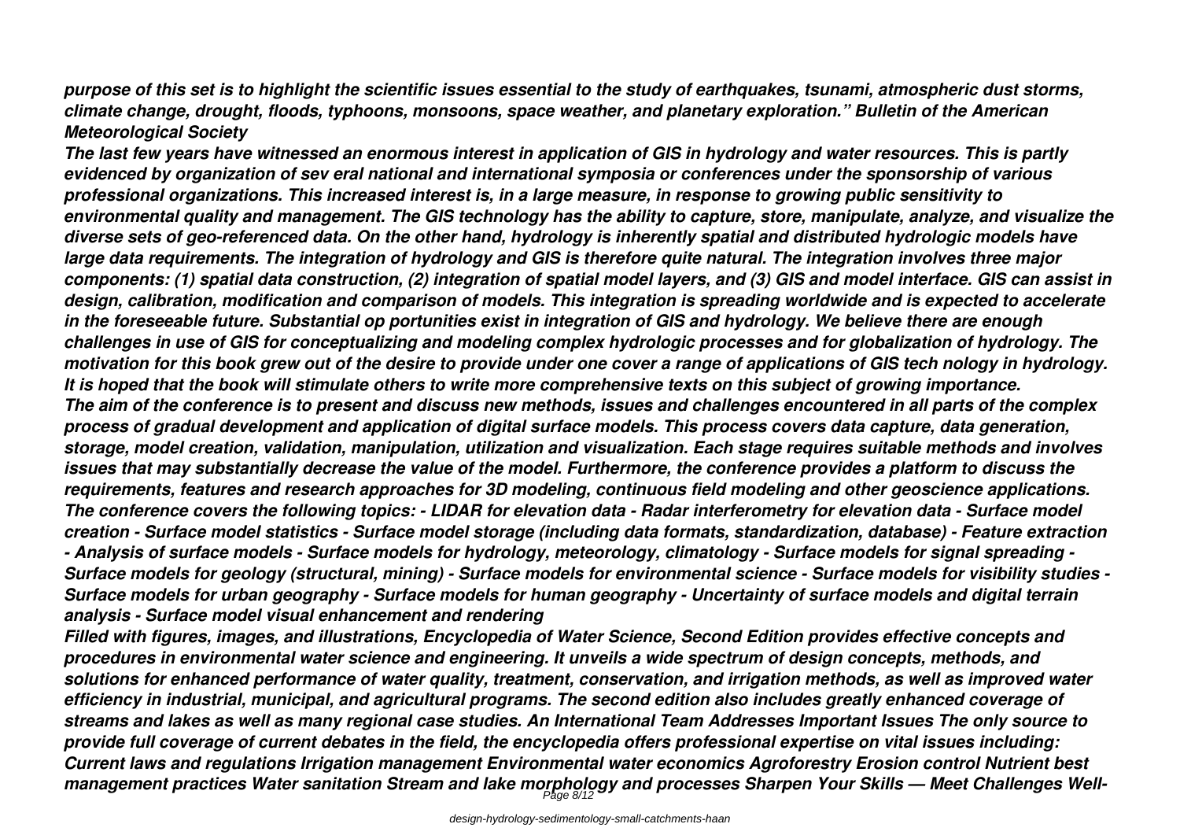*purpose of this set is to highlight the scientific issues essential to the study of earthquakes, tsunami, atmospheric dust storms, climate change, drought, floods, typhoons, monsoons, space weather, and planetary exploration." Bulletin of the American Meteorological Society*

*The last few years have witnessed an enormous interest in application of GIS in hydrology and water resources. This is partly evidenced by organization of sev eral national and international symposia or conferences under the sponsorship of various professional organizations. This increased interest is, in a large measure, in response to growing public sensitivity to environmental quality and management. The GIS technology has the ability to capture, store, manipulate, analyze, and visualize the diverse sets of geo-referenced data. On the other hand, hydrology is inherently spatial and distributed hydrologic models have large data requirements. The integration of hydrology and GIS is therefore quite natural. The integration involves three major components: (1) spatial data construction, (2) integration of spatial model layers, and (3) GIS and model interface. GIS can assist in design, calibration, modification and comparison of models. This integration is spreading worldwide and is expected to accelerate in the foreseeable future. Substantial op portunities exist in integration of GIS and hydrology. We believe there are enough challenges in use of GIS for conceptualizing and modeling complex hydrologic processes and for globalization of hydrology. The motivation for this book grew out of the desire to provide under one cover a range of applications of GIS tech nology in hydrology. It is hoped that the book will stimulate others to write more comprehensive texts on this subject of growing importance.*

*The aim of the conference is to present and discuss new methods, issues and challenges encountered in all parts of the complex process of gradual development and application of digital surface models. This process covers data capture, data generation, storage, model creation, validation, manipulation, utilization and visualization. Each stage requires suitable methods and involves issues that may substantially decrease the value of the model. Furthermore, the conference provides a platform to discuss the requirements, features and research approaches for 3D modeling, continuous field modeling and other geoscience applications. The conference covers the following topics: - LIDAR for elevation data - Radar interferometry for elevation data - Surface model creation - Surface model statistics - Surface model storage (including data formats, standardization, database) - Feature extraction - Analysis of surface models - Surface models for hydrology, meteorology, climatology - Surface models for signal spreading - Surface models for geology (structural, mining) - Surface models for environmental science - Surface models for visibility studies - Surface models for urban geography - Surface models for human geography - Uncertainty of surface models and digital terrain analysis - Surface model visual enhancement and rendering*

*Filled with figures, images, and illustrations, Encyclopedia of Water Science, Second Edition provides effective concepts and procedures in environmental water science and engineering. It unveils a wide spectrum of design concepts, methods, and solutions for enhanced performance of water quality, treatment, conservation, and irrigation methods, as well as improved water efficiency in industrial, municipal, and agricultural programs. The second edition also includes greatly enhanced coverage of streams and lakes as well as many regional case studies. An International Team Addresses Important Issues The only source to provide full coverage of current debates in the field, the encyclopedia offers professional expertise on vital issues including: Current laws and regulations Irrigation management Environmental water economics Agroforestry Erosion control Nutrient best management practices Water sanitation Stream and lake morphology and processes Sharpen Your Skills — Meet Challenges Well-*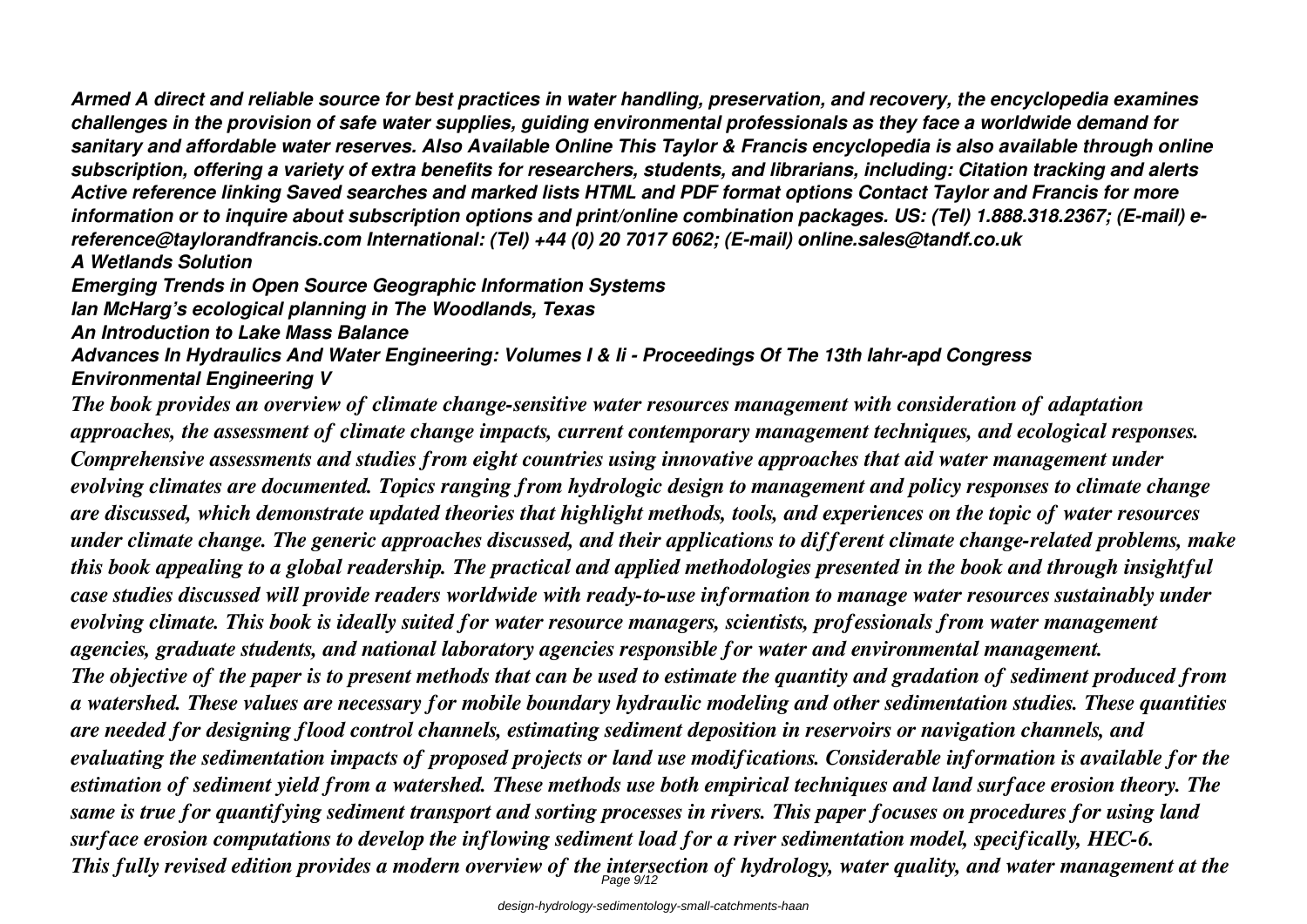*Armed A direct and reliable source for best practices in water handling, preservation, and recovery, the encyclopedia examines challenges in the provision of safe water supplies, guiding environmental professionals as they face a worldwide demand for sanitary and affordable water reserves. Also Available Online This Taylor & Francis encyclopedia is also available through online subscription, offering a variety of extra benefits for researchers, students, and librarians, including: Citation tracking and alerts Active reference linking Saved searches and marked lists HTML and PDF format options Contact Taylor and Francis for more information or to inquire about subscription options and print/online combination packages. US: (Tel) 1.888.318.2367; (E-mail) e-reference@taylorandfrancis.com International: (Tel) +44 (0) 20 7017 6062; (E-mail) online.sales@tandf.co.uk*

***A Wetlands Solution***

***Emerging Trends in Open Source Geographic Information Systems***

***Ian McHarg's ecological planning in The Woodlands, Texas***

***An Introduction to Lake Mass Balance***

***Advances In Hydraulics And Water Engineering: Volumes I & Ii - Proceedings Of The 13th Iahr-apd Congress***

***Environmental Engineering V***

*The book provides an overview of climate change-sensitive water resources management with consideration of adaptation approaches, the assessment of climate change impacts, current contemporary management techniques, and ecological responses. Comprehensive assessments and studies from eight countries using innovative approaches that aid water management under evolving climates are documented. Topics ranging from hydrologic design to management and policy responses to climate change are discussed, which demonstrate updated theories that highlight methods, tools, and experiences on the topic of water resources under climate change. The generic approaches discussed, and their applications to different climate change-related problems, make this book appealing to a global readership. The practical and applied methodologies presented in the book and through insightful case studies discussed will provide readers worldwide with ready-to-use information to manage water resources sustainably under evolving climate. This book is ideally suited for water resource managers, scientists, professionals from water management agencies, graduate students, and national laboratory agencies responsible for water and environmental management.*

*The objective of the paper is to present methods that can be used to estimate the quantity and gradation of sediment produced from a watershed. These values are necessary for mobile boundary hydraulic modeling and other sedimentation studies. These quantities are needed for designing flood control channels, estimating sediment deposition in reservoirs or navigation channels, and evaluating the sedimentation impacts of proposed projects or land use modifications. Considerable information is available for the estimation of sediment yield from a watershed. These methods use both empirical techniques and land surface erosion theory. The same is true for quantifying sediment transport and sorting processes in rivers. This paper focuses on procedures for using land surface erosion computations to develop the inflowing sediment load for a river sedimentation model, specifically, HEC-6.*

*This fully revised edition provides a modern overview of the intersection of hydrology, water quality, and water management at the*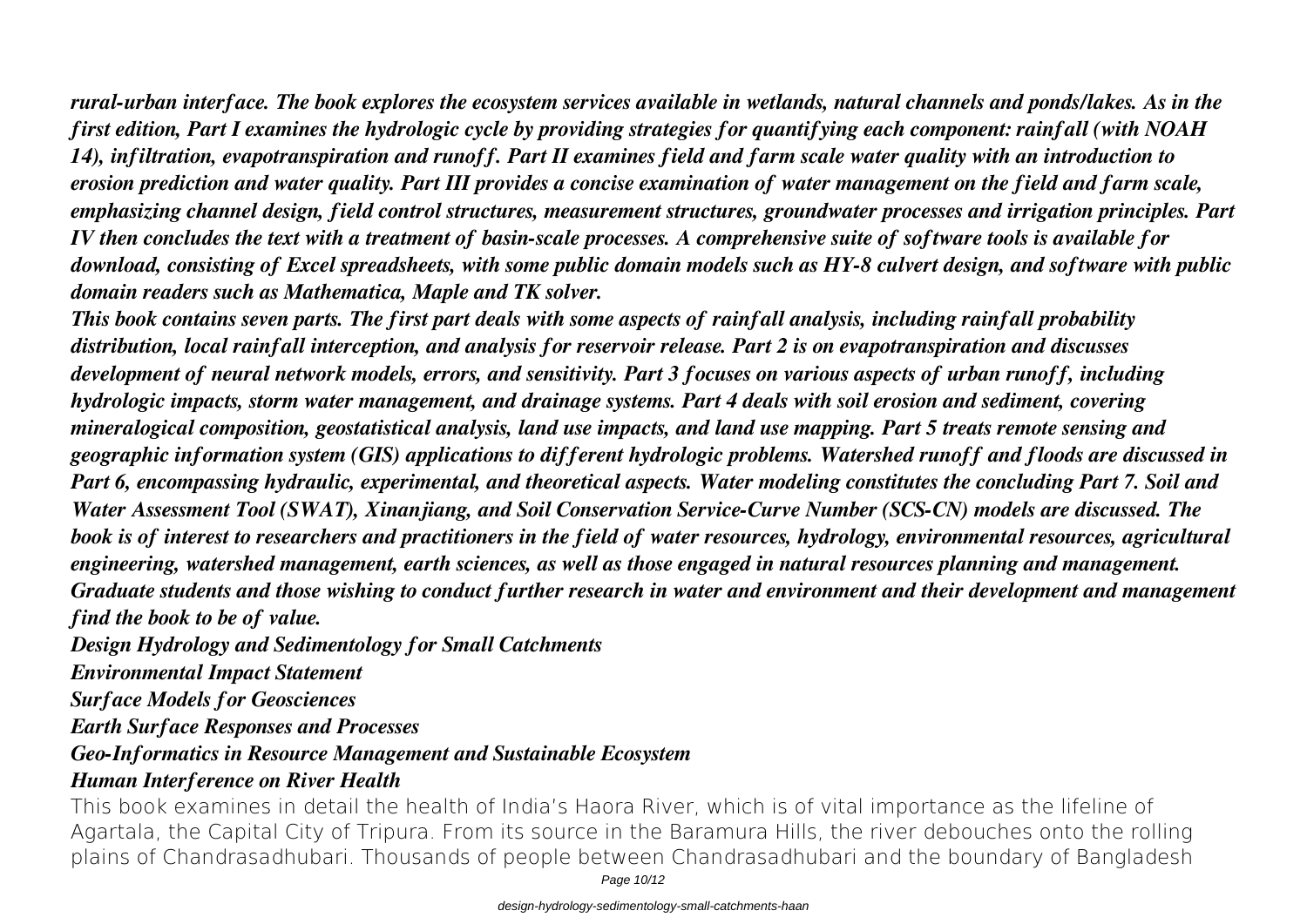*rural-urban interface. The book explores the ecosystem services available in wetlands, natural channels and ponds/lakes. As in the first edition, Part I examines the hydrologic cycle by providing strategies for quantifying each component: rainfall (with NOAH 14), infiltration, evapotranspiration and runoff. Part II examines field and farm scale water quality with an introduction to erosion prediction and water quality. Part III provides a concise examination of water management on the field and farm scale, emphasizing channel design, field control structures, measurement structures, groundwater processes and irrigation principles. Part IV then concludes the text with a treatment of basin-scale processes. A comprehensive suite of software tools is available for download, consisting of Excel spreadsheets, with some public domain models such as HY-8 culvert design, and software with public domain readers such as Mathematica, Maple and TK solver.*

*This book contains seven parts. The first part deals with some aspects of rainfall analysis, including rainfall probability distribution, local rainfall interception, and analysis for reservoir release. Part 2 is on evapotranspiration and discusses development of neural network models, errors, and sensitivity. Part 3 focuses on various aspects of urban runoff, including hydrologic impacts, storm water management, and drainage systems. Part 4 deals with soil erosion and sediment, covering mineralogical composition, geostatistical analysis, land use impacts, and land use mapping. Part 5 treats remote sensing and geographic information system (GIS) applications to different hydrologic problems. Watershed runoff and floods are discussed in Part 6, encompassing hydraulic, experimental, and theoretical aspects. Water modeling constitutes the concluding Part 7. Soil and Water Assessment Tool (SWAT), Xinanjiang, and Soil Conservation Service-Curve Number (SCS-CN) models are discussed. The book is of interest to researchers and practitioners in the field of water resources, hydrology, environmental resources, agricultural engineering, watershed management, earth sciences, as well as those engaged in natural resources planning and management. Graduate students and those wishing to conduct further research in water and environment and their development and management find the book to be of value.*

*Design Hydrology and Sedimentology for Small Catchments*

*Environmental Impact Statement*

*Surface Models for Geosciences*

*Earth Surface Responses and Processes*

*Geo-Informatics in Resource Management and Sustainable Ecosystem*

*Human Interference on River Health*

This book examines in detail the health of India's Haora River, which is of vital importance as the lifeline of Agartala, the Capital City of Tripura. From its source in the Baramura Hills, the river debouches onto the rolling plains of Chandrasadhubari. Thousands of people between Chandrasadhubari and the boundary of Bangladesh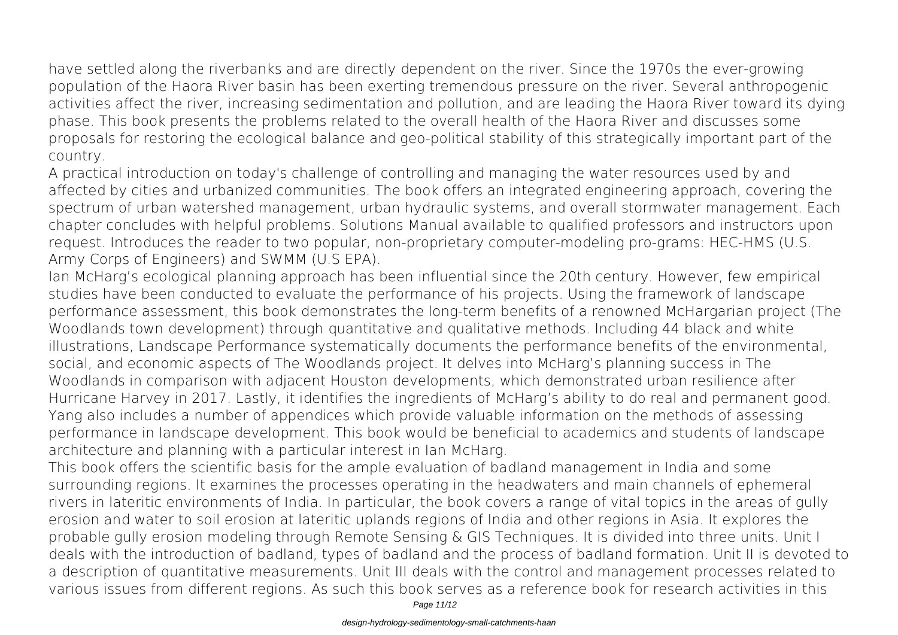have settled along the riverbanks and are directly dependent on the river. Since the 1970s the ever-growing population of the Haora River basin has been exerting tremendous pressure on the river. Several anthropogenic activities affect the river, increasing sedimentation and pollution, and are leading the Haora River toward its dying phase. This book presents the problems related to the overall health of the Haora River and discusses some proposals for restoring the ecological balance and geo-political stability of this strategically important part of the country.

A practical introduction on today's challenge of controlling and managing the water resources used by and affected by cities and urbanized communities. The book offers an integrated engineering approach, covering the spectrum of urban watershed management, urban hydraulic systems, and overall stormwater management. Each chapter concludes with helpful problems. Solutions Manual available to qualified professors and instructors upon request. Introduces the reader to two popular, non-proprietary computer-modeling pro-grams: HEC-HMS (U.S. Army Corps of Engineers) and SWMM (U.S EPA).

Ian McHarg's ecological planning approach has been influential since the 20th century. However, few empirical studies have been conducted to evaluate the performance of his projects. Using the framework of landscape performance assessment, this book demonstrates the long-term benefits of a renowned McHargarian project (The Woodlands town development) through quantitative and qualitative methods. Including 44 black and white illustrations, Landscape Performance systematically documents the performance benefits of the environmental, social, and economic aspects of The Woodlands project. It delves into McHarg's planning success in The Woodlands in comparison with adjacent Houston developments, which demonstrated urban resilience after Hurricane Harvey in 2017. Lastly, it identifies the ingredients of McHarg's ability to do real and permanent good. Yang also includes a number of appendices which provide valuable information on the methods of assessing performance in landscape development. This book would be beneficial to academics and students of landscape architecture and planning with a particular interest in Ian McHarg.

This book offers the scientific basis for the ample evaluation of badland management in India and some surrounding regions. It examines the processes operating in the headwaters and main channels of ephemeral rivers in lateritic environments of India. In particular, the book covers a range of vital topics in the areas of gully erosion and water to soil erosion at lateritic uplands regions of India and other regions in Asia. It explores the probable gully erosion modeling through Remote Sensing & GIS Techniques. It is divided into three units. Unit I deals with the introduction of badland, types of badland and the process of badland formation. Unit II is devoted to a description of quantitative measurements. Unit III deals with the control and management processes related to various issues from different regions. As such this book serves as a reference book for research activities in this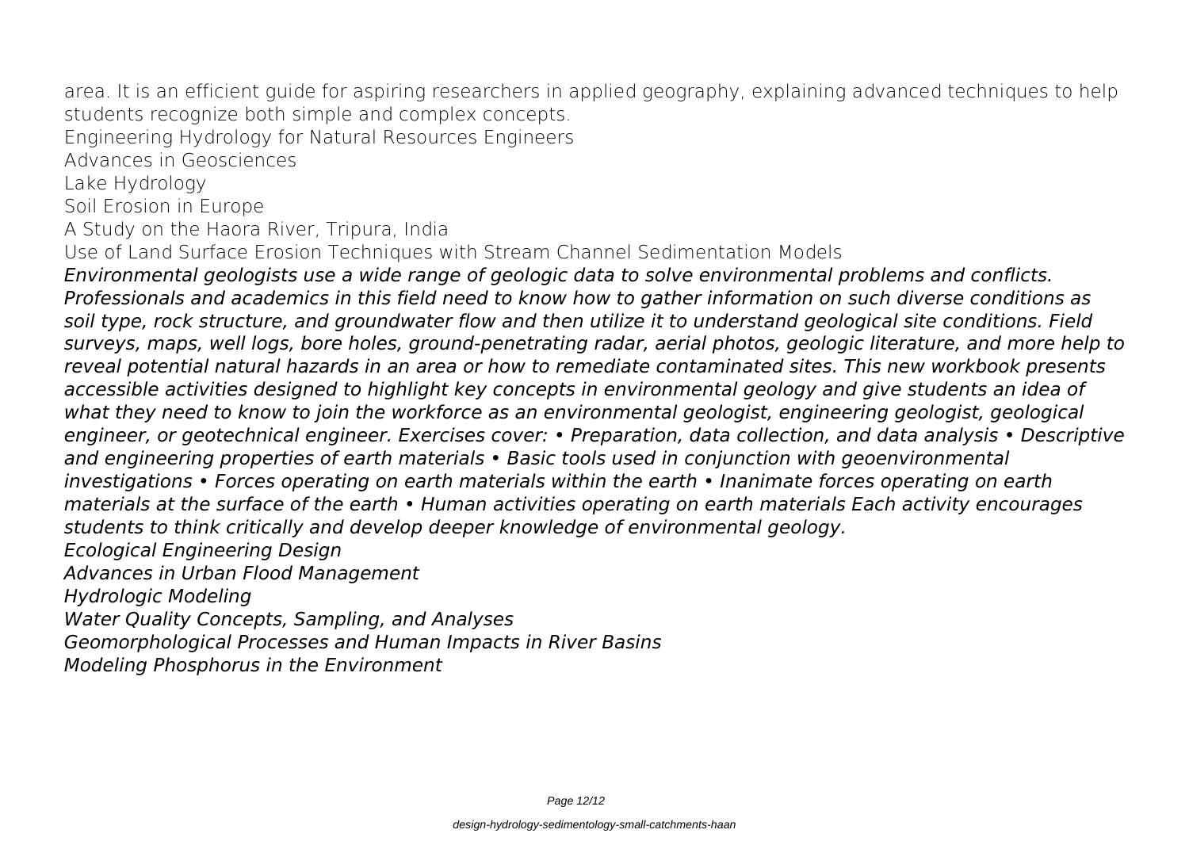area. It is an efficient guide for aspiring researchers in applied geography, explaining advanced techniques to help students recognize both simple and complex concepts.

Engineering Hydrology for Natural Resources Engineers

Advances in Geosciences

Lake Hydrology

Soil Erosion in Europe

A Study on the Haora River, Tripura, India

Use of Land Surface Erosion Techniques with Stream Channel Sedimentation Models

***Environmental geologists use a wide range of geologic data to solve environmental problems and conflicts. Professionals and academics in this field need to know how to gather information on such diverse conditions as soil type, rock structure, and groundwater flow and then utilize it to understand geological site conditions. Field surveys, maps, well logs, bore holes, ground-penetrating radar, aerial photos, geologic literature, and more help to reveal potential natural hazards in an area or how to remediate contaminated sites. This new workbook presents accessible activities designed to highlight key concepts in environmental geology and give students an idea of what they need to know to join the workforce as an environmental geologist, engineering geologist, geological engineer, or geotechnical engineer. Exercises cover: • Preparation, data collection, and data analysis • Descriptive and engineering properties of earth materials • Basic tools used in conjunction with geoenvironmental investigations • Forces operating on earth materials within the earth • Inanimate forces operating on earth materials at the surface of the earth • Human activities operating on earth materials Each activity encourages students to think critically and develop deeper knowledge of environmental geology.***

***Ecological Engineering Design***

***Advances in Urban Flood Management***

***Hydrologic Modeling***

***Water Quality Concepts, Sampling, and Analyses***

***Geomorphological Processes and Human Impacts in River Basins***

***Modeling Phosphorus in the Environment***